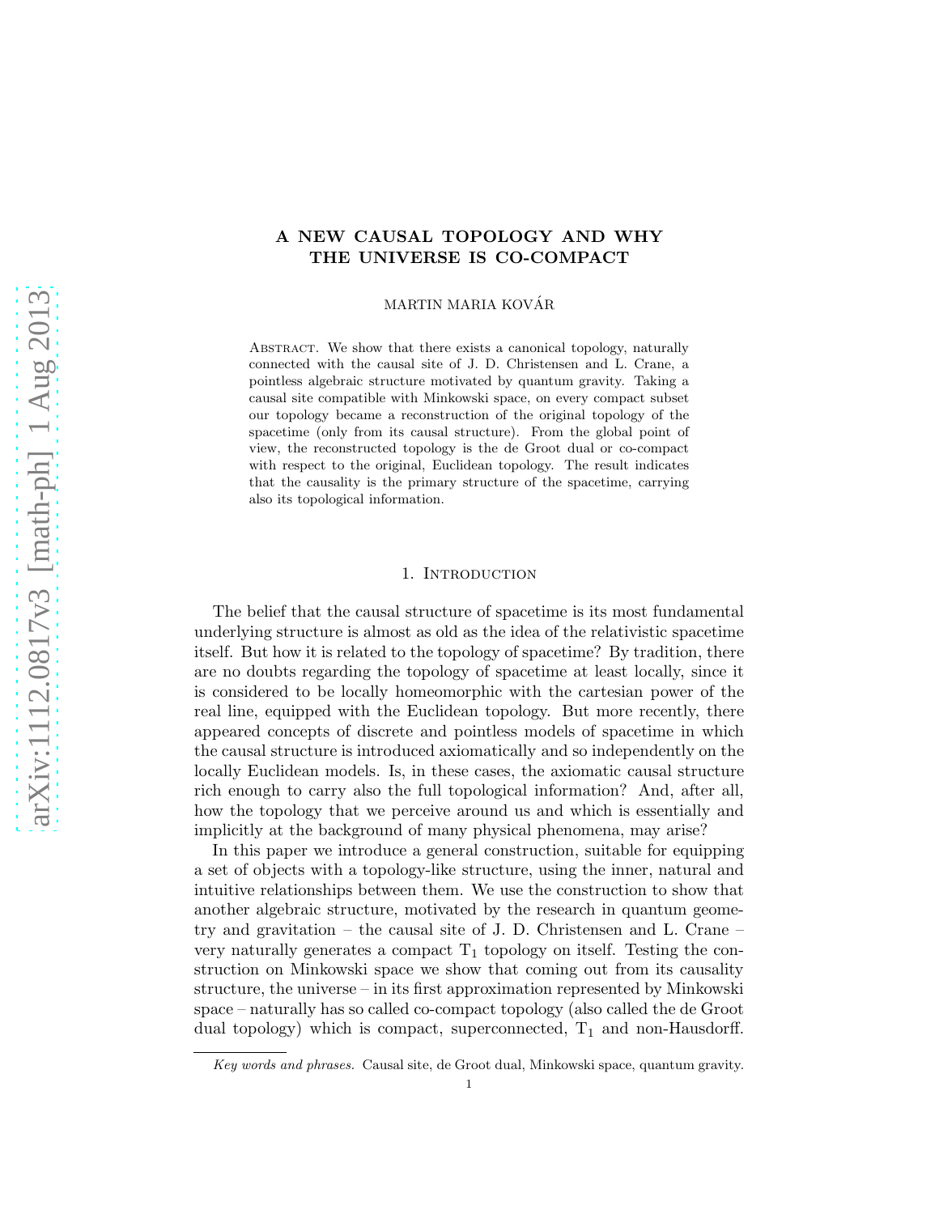# A NEW CAUSAL TOPOLOGY AND WHY THE UNIVERSE IS CO-COMPACT

MARTIN MARIA KOVÁR

Abstract. We show that there exists a canonical topology, naturally connected with the causal site of J. D. Christensen and L. Crane, a pointless algebraic structure motivated by quantum gravity. Taking a causal site compatible with Minkowski space, on every compact subset our topology became a reconstruction of the original topology of the spacetime (only from its causal structure). From the global point of view, the reconstructed topology is the de Groot dual or co-compact with respect to the original, Euclidean topology. The result indicates that the causality is the primary structure of the spacetime, carrying also its topological information.

## 1. Introduction

The belief that the causal structure of spacetime is its most fundamental underlying structure is almost as old as the idea of the relativistic spacetime itself. But how it is related to the topology of spacetime? By tradition, there are no doubts regarding the topology of spacetime at least locally, since it is considered to be locally homeomorphic with the cartesian power of the real line, equipped with the Euclidean topology. But more recently, there appeared concepts of discrete and pointless models of spacetime in which the causal structure is introduced axiomatically and so independently on the locally Euclidean models. Is, in these cases, the axiomatic causal structure rich enough to carry also the full topological information? And, after all, how the topology that we perceive around us and which is essentially and implicitly at the background of many physical phenomena, may arise?

In this paper we introduce a general construction, suitable for equipping a set of objects with a topology-like structure, using the inner, natural and intuitive relationships between them. We use the construction to show that another algebraic structure, motivated by the research in quantum geometry and gravitation – the causal site of J. D. Christensen and L. Crane – very naturally generates a compact $T_1$ topology on itself. Testing the construction on Minkowski space we show that coming out from its causality structure, the universe – in its first approximation represented by Minkowski space – naturally has so called co-compact topology (also called the de Groot dual topology) which is compact, superconnected, $T_1$ and non-Hausdorff.

*Key words and phrases.* Causal site, de Groot dual, Minkowski space, quantum gravity.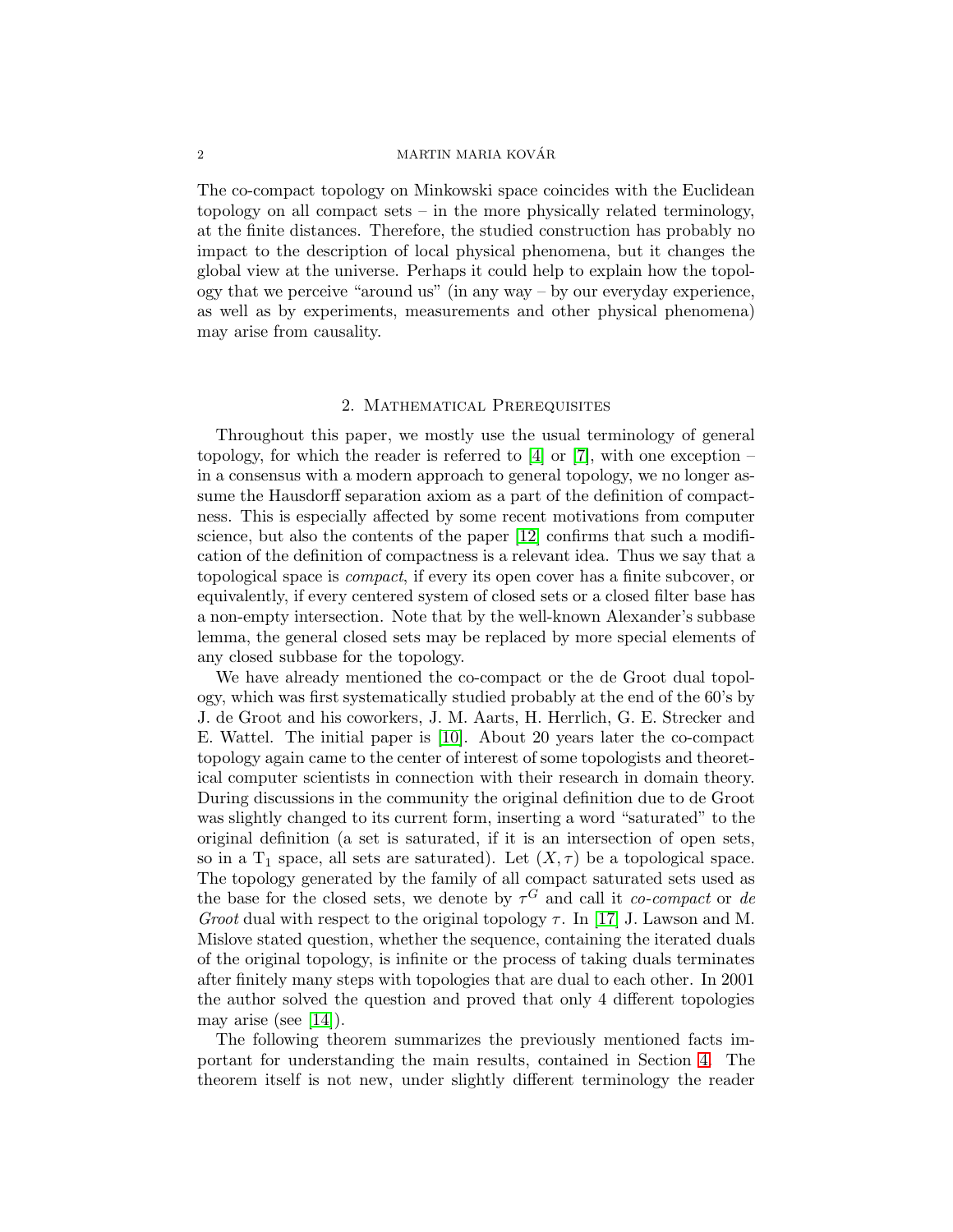The co-compact topology on Minkowski space coincides with the Euclidean topology on all compact sets – in the more physically related terminology, at the finite distances. Therefore, the studied construction has probably no impact to the description of local physical phenomena, but it changes the global view at the universe. Perhaps it could help to explain how the topology that we perceive "around us" (in any way – by our everyday experience, as well as by experiments, measurements and other physical phenomena) may arise from causality.

## 2. Mathematical Prerequisites

Throughout this paper, we mostly use the usual terminology of general topology, for which the reader is referred to [4] or [7], with one exception – in a consensus with a modern approach to general topology, we no longer assume the Hausdorff separation axiom as a part of the definition of compactness. This is especially affected by some recent motivations from computer science, but also the contents of the paper [12] confirms that such a modification of the definition of compactness is a relevant idea. Thus we say that a topological space is *compact*, if every its open cover has a finite subcover, or equivalently, if every centered system of closed sets or a closed filter base has a non-empty intersection. Note that by the well-known Alexander's subbase lemma, the general closed sets may be replaced by more special elements of any closed subbase for the topology.

We have already mentioned the co-compact or the de Groot dual topology, which was first systematically studied probably at the end of the 60's by J. de Groot and his coworkers, J. M. Aarts, H. Herrlich, G. E. Strecker and E. Wattel. The initial paper is [10]. About 20 years later the co-compact topology again came to the center of interest of some topologists and theoretical computer scientists in connection with their research in domain theory. During discussions in the community the original definition due to de Groot was slightly changed to its current form, inserting a word "saturated" to the original definition (a set is saturated, if it is an intersection of open sets, so in a $T_1$ space, all sets are saturated). Let $(X, \tau)$ be a topological space. The topology generated by the family of all compact saturated sets used as the base for the closed sets, we denote by $\tau^G$ and call it *co-compact* or *de Groot* dual with respect to the original topology $\tau$. In [17] J. Lawson and M. Mislove stated question, whether the sequence, containing the iterated duals of the original topology, is infinite or the process of taking duals terminates after finitely many steps with topologies that are dual to each other. In 2001 the author solved the question and proved that only 4 different topologies may arise (see [14]).

The following theorem summarizes the previously mentioned facts important for understanding the main results, contained in Section 4. The theorem itself is not new, under slightly different terminology the reader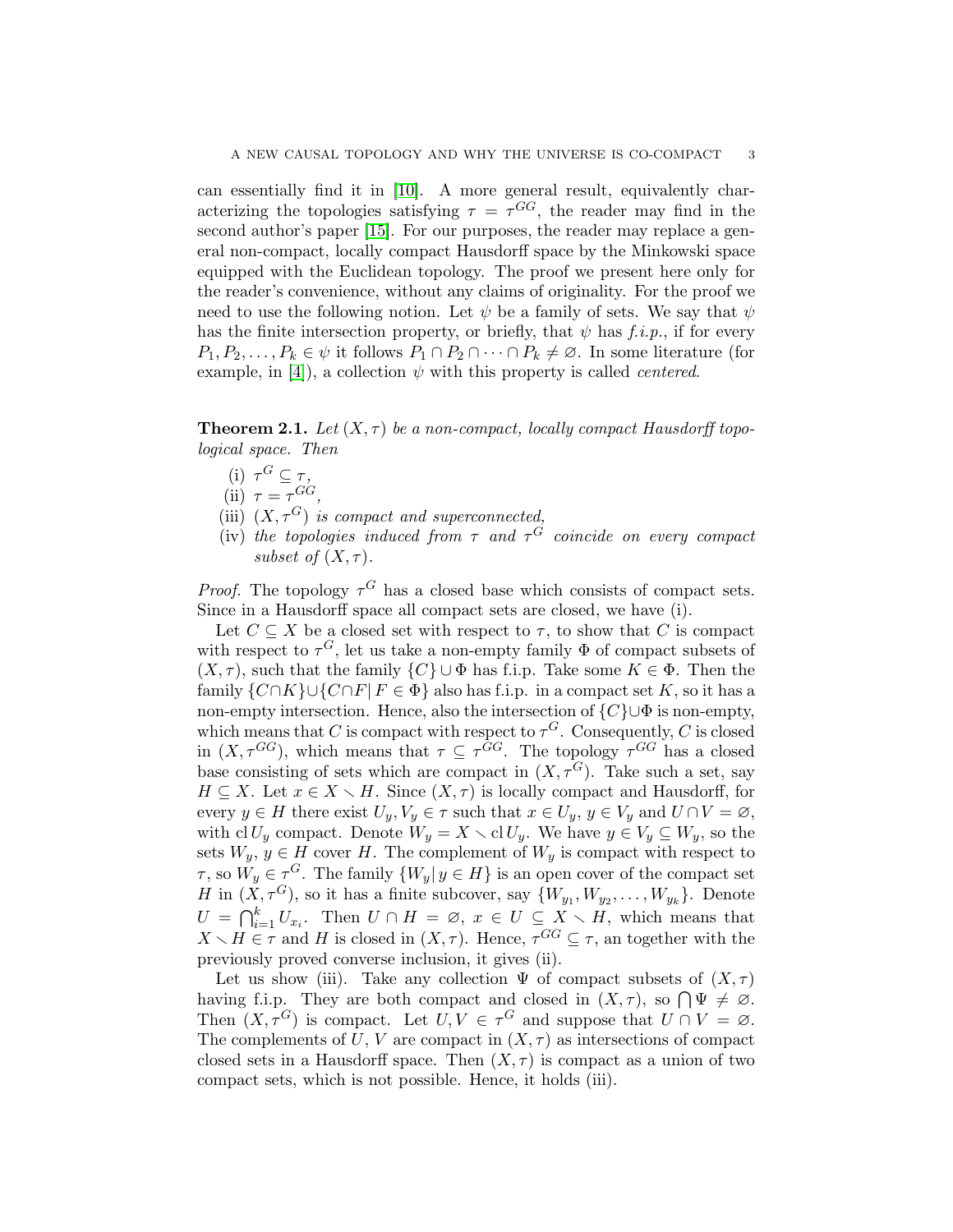can essentially find it in [10]. A more general result, equivalently characterizing the topologies satisfying $\tau = \tau^{GG}$, the reader may find in the second author's paper [15]. For our purposes, the reader may replace a general non-compact, locally compact Hausdorff space by the Minkowski space equipped with the Euclidean topology. The proof we present here only for the reader's convenience, without any claims of originality. For the proof we need to use the following notion. Let $\psi$ be a family of sets. We say that $\psi$ has the finite intersection property, or briefly, that $\psi$ has *f.i.p.*, if for every $P_1, P_2, \dots, P_k \in \psi$ it follows $P_1 \cap P_2 \cap \dots \cap P_k \neq \varnothing$. In some literature (for example, in [4]), a collection $\psi$ with this property is called *centered*.

**Theorem 2.1.** *Let $(X, \tau)$ be a non-compact, locally compact Hausdorff topological space. Then*

(i) $\tau^G \subseteq \tau$,
(ii) $\tau = \tau^{GG}$,
(iii) *$(X, \tau^G)$ is compact and superconnected,*
(iv) *the topologies induced from $\tau$ and $\tau^G$ coincide on every compact subset of $(X, \tau)$.*

*Proof.* The topology $\tau^G$ has a closed base which consists of compact sets. Since in a Hausdorff space all compact sets are closed, we have (i).

Let $C \subseteq X$ be a closed set with respect to $\tau$, to show that $C$ is compact with respect to $\tau^G$, let us take a non-empty family $\Phi$ of compact subsets of $(X, \tau)$, such that the family $\{C\} \cup \Phi$ has f.i.p. Take some $K \in \Phi$. Then the family $\{C \cap K\} \cup \{C \cap F \mid F \in \Phi\}$ also has f.i.p. in a compact set $K$, so it has a non-empty intersection. Hence, also the intersection of $\{C\} \cup \Phi$ is non-empty, which means that $C$ is compact with respect to $\tau^G$. Consequently, $C$ is closed in $(X, \tau^{GG})$, which means that $\tau \subseteq \tau^{GG}$. The topology $\tau^{GG}$ has a closed base consisting of sets which are compact in $(X, \tau^G)$. Take such a set, say $H \subseteq X$. Let $x \in X \smallsetminus H$. Since $(X, \tau)$ is locally compact and Hausdorff, for every $y \in H$ there exist $U_y, V_y \in \tau$ such that $x \in U_y$, $y \in V_y$ and $U \cap V = \varnothing$, with $\operatorname{cl} U_y$ compact. Denote $W_y = X \smallsetminus \operatorname{cl} U_y$. We have $y \in V_y \subseteq W_y$, so the sets $W_y$, $y \in H$ cover $H$. The complement of $W_y$ is compact with respect to $\tau$, so $W_y \in \tau^G$. The family $\{W_y \mid y \in H\}$ is an open cover of the compact set $H$ in $(X, \tau^G)$, so it has a finite subcover, say $\{W_{y_1}, W_{y_2}, \dots, W_{y_k}\}$. Denote $U = \bigcap_{i=1}^{k} U_{x_i}$. Then $U \cap H = \varnothing$, $x \in U \subseteq X \smallsetminus H$, which means that $X \smallsetminus H \in \tau$ and $H$ is closed in $(X, \tau)$. Hence, $\tau^{GG} \subseteq \tau$, an together with the previously proved converse inclusion, it gives (ii).

Let us show (iii). Take any collection $\Psi$ of compact subsets of $(X, \tau)$ having f.i.p. They are both compact and closed in $(X, \tau)$, so $\bigcap \Psi \neq \varnothing$. Then $(X, \tau^G)$ is compact. Let $U, V \in \tau^G$ and suppose that $U \cap V = \varnothing$. The complements of $U, V$ are compact in $(X, \tau)$ as intersections of compact closed in a Hausdorff space. Then $(X, \tau)$ is compact as a union of two compact sets, which is not possible. Hence, it holds (iii).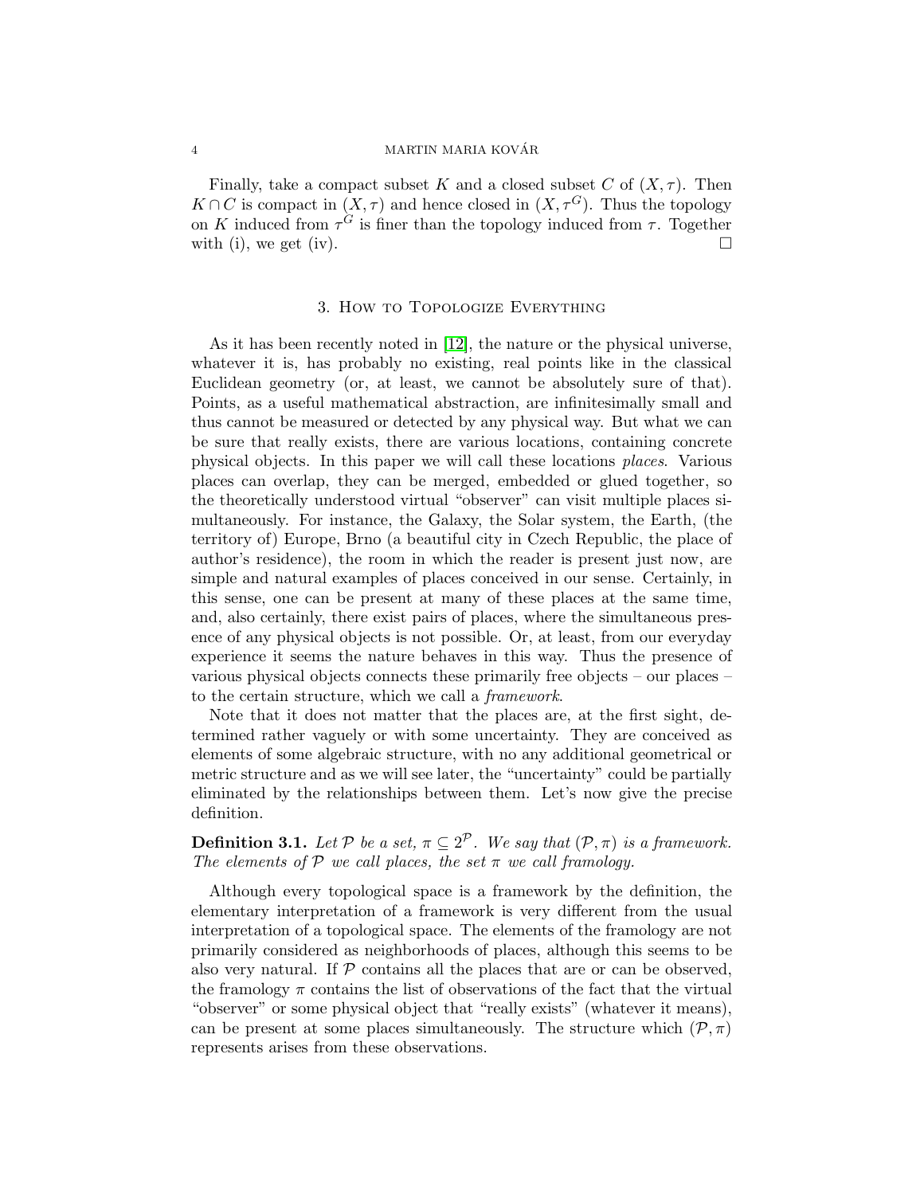Finally, take a compact subset $K$ and a closed subset $C$ of $(X, \tau)$. Then $K \cap C$ is compact in $(X, \tau)$ and hence closed in $(X, \tau^G)$. Thus the topology on $K$ induced from $\tau^G$ is finer than the topology induced from $\tau$. Together with (i), we get (iv). $\square$

## 3. How to Topologize Everything

As it has been recently noted in [12], the nature or the physical universe, whatever it is, has probably no existing, real points like in the classical Euclidean geometry (or, at least, we cannot be absolutely sure of that). Points, as a useful mathematical abstraction, are infinitesimally small and thus cannot be measured or detected by any physical way. But what we can be sure that really exists, there are various locations, containing concrete physical objects. In this paper we will call these locations *places*. Various places can overlap, they can be merged, embedded or glued together, so the theoretically understood virtual "observer" can visit multiple places simultaneously. For instance, the Galaxy, the Solar system, the Earth, (the territory of) Europe, Brno (a beautiful city in Czech Republic, the place of author's residence), the room in which the reader is present just now, are simple and natural examples of places conceived in our sense. Certainly, in this sense, one can be present at many of these places at the same time, and, also certainly, there exist pairs of places, where the simultaneous presence of any physical objects is not possible. Or, at least, from our everyday experience it seems the nature behaves in this way. Thus the presence of various physical objects connects these primarily free objects – our places – to the certain structure, which we call a *framework*.

Note that it does not matter that the places are, at the first sight, determined rather vaguely or with some uncertainty. They are conceived as elements of some algebraic structure, with no any additional geometrical or metric structure and as we will see later, the "uncertainty" could be partially eliminated by the relationships between them. Let's now give the precise definition.

**Definition 3.1.** *Let $\mathcal{P}$ be a set, $\pi \subseteq 2^{\mathcal{P}}$. We say that $(\mathcal{P}, \pi)$ is a framework. The elements of $\mathcal{P}$ we call places, the set $\pi$ we call framology.*

Although every topological space is a framework by the definition, the elementary interpretation of a framework is very different from the usual interpretation of a topological space. The elements of the framology are not primarily considered as neighborhoods of places, although this seems to be also very natural. If $\mathcal{P}$ contains all the places that are or can be observed, the framology $\pi$ contains the list of observations of the fact that the virtual "observer" or some physical object that "really exists" (whatever it means), can be present at some places simultaneously. The structure which $(\mathcal{P}, \pi)$ represents arises from these observations.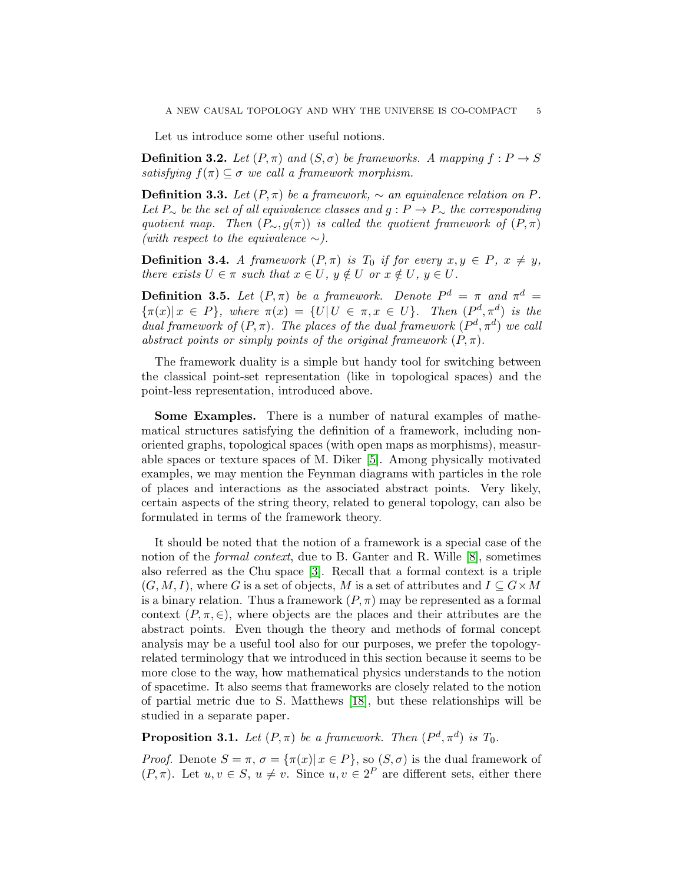Let us introduce some other useful notions.

**Definition 3.2.** *Let $(P, \pi)$ and $(S, \sigma)$ be frameworks. A mapping $f : P \to S$ satisfying $f(\pi) \subseteq \sigma$ we call a framework morphism.*

**Definition 3.3.** *Let $(P, \pi)$ be a framework, $\sim$ an equivalence relation on $P$. Let $P_\sim$ be the set of all equivalence classes and $g : P \to P_\sim$ the corresponding quotient map. Then $(P_\sim, g(\pi))$ is called the quotient framework of $(P, \pi)$ (with respect to the equivalence $\sim$).*

**Definition 3.4.** *A framework $(P, \pi)$ is $T_0$ if for every $x, y \in P$, $x \neq y$, there exists $U \in \pi$ such that $x \in U$, $y \notin U$ or $x \notin U$, $y \in U$.*

**Definition 3.5.** *Let $(P, \pi)$ be a framework. Denote $P^d = \pi$ and $\pi^d = \{\pi(x) | \, x \in P\}$, where $\pi(x) = \{U | \, U \in \pi, x \in U\}$. Then $(P^d, \pi^d)$ is the dual framework of $(P, \pi)$. The places of the dual framework $(P^d, \pi^d)$ we call abstract points or simply points of the original framework $(P, \pi)$.*

The framework duality is a simple but handy tool for switching between the classical point-set representation (like in topological spaces) and the point-less representation, introduced above.

**Some Examples.** There is a number of natural examples of mathematical structures satisfying the definition of a framework, including non-oriented graphs, topological spaces (with open maps as morphisms), measurable spaces or texture spaces of M. Diker [5]. Among physically motivated examples, we may mention the Feynman diagrams with particles in the role of places and interactions as the associated abstract points. Very likely, certain aspects of the string theory, related to general topology, can also be formulated in terms of the framework theory.

It should be noted that the notion of a framework is a special case of the notion of the *formal context*, due to B. Ganter and R. Wille [8], sometimes also referred as the Chu space [3]. Recall that a formal context is a triple $(G, M, I)$, where $G$ is a set of objects, $M$ is a set of attributes and $I \subseteq G \times M$ is a binary relation. Thus a framework $(P, \pi)$ may be represented as a formal context $(P, \pi, \in)$, where objects are the places and their attributes are the abstract points. Even though the theory and methods of formal concept analysis may be a useful tool also for our purposes, we prefer the topology-related terminology that we introduced in this section because it seems to be more close to the way, how mathematical physics understands to the notion of spacetime. It also seems that frameworks are closely related to the notion of partial metric due to S. Matthews [18], but these relationships will be studied in a separate paper.

**Proposition 3.1.** *Let $(P, \pi)$ be a framework. Then $(P^d, \pi^d)$ is $T_0$.*

*Proof.* Denote $S = \pi$, $\sigma = \{\pi(x) | \, x \in P\}$, so $(S, \sigma)$ is the dual framework of $(P, \pi)$. Let $u, v \in S$, $u \neq v$. Since $u, v \in 2^P$ are different sets, either there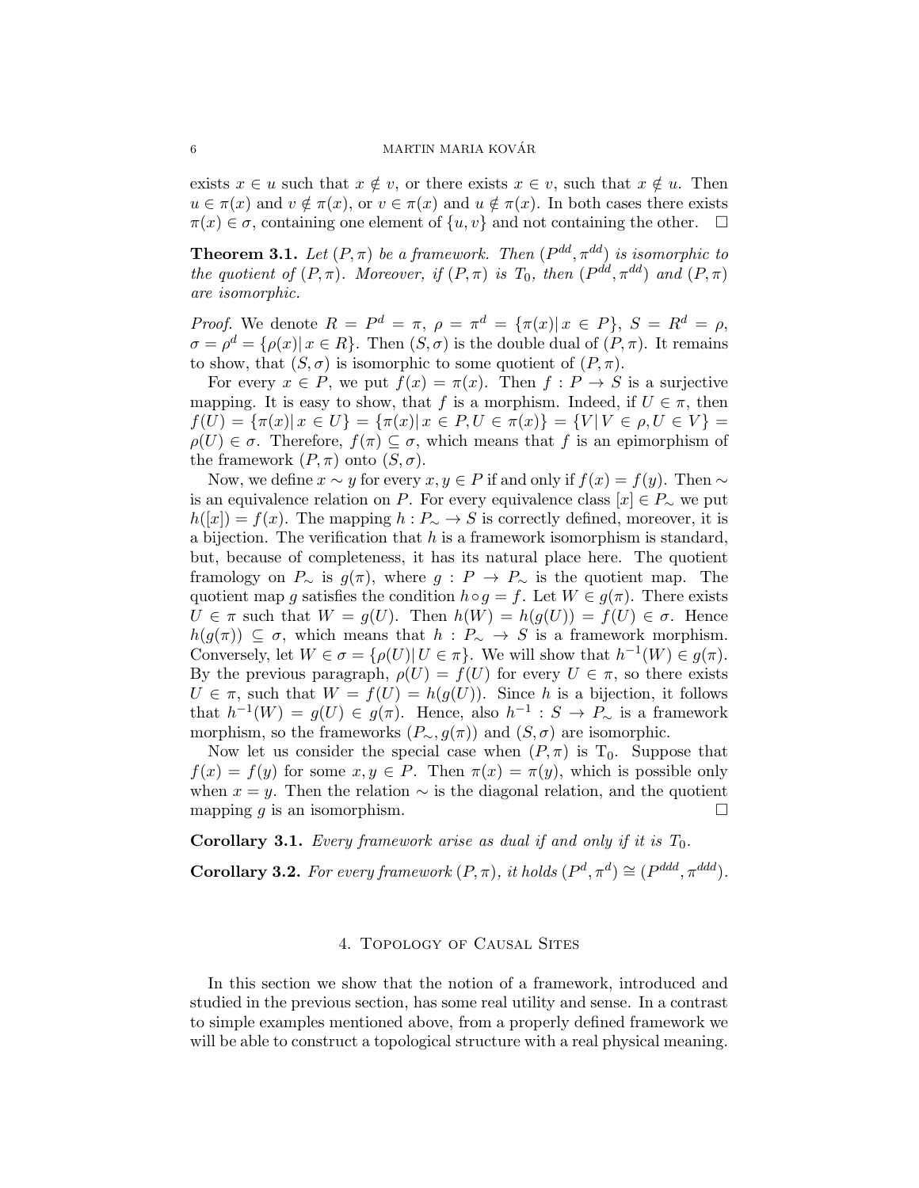exists $x \in u$ such that $x \notin v$, or there exists $x \in v$, such that $x \notin u$. Then $u \in \pi(x)$ and $v \notin \pi(x)$, or $v \in \pi(x)$ and $u \notin \pi(x)$. In both cases there exists $\pi(x) \in \sigma$, containing one element of $\{u, v\}$ and not containing the other. $\square$

**Theorem 3.1.** *Let $(P, \pi)$ be a framework. Then $(P^{dd}, \pi^{dd})$ is isomorphic to the quotient of $(P, \pi)$. Moreover, if $(P, \pi)$ is $T_0$, then $(P^{dd}, \pi^{dd})$ and $(P, \pi)$ are isomorphic.*

*Proof.* We denote $R = P^d = \pi$, $\rho = \pi^d = \{\pi(x) | \, x \in P\}$, $S = R^d = \rho$, $\sigma = \rho^d = \{\rho(x) | \, x \in R\}$. Then $(S, \sigma)$ is the double dual of $(P, \pi)$. It remains to show, that $(S, \sigma)$ is isomorphic to some quotient of $(P, \pi)$.

For every $x \in P$, we put $f(x) = \pi(x)$. Then $f : P \to S$ is a surjective mapping. It is easy to show, that $f$ is a morphism. Indeed, if $U \in \pi$, then $f(U) = \{\pi(x) | \, x \in U\} = \{\pi(x) | \, x \in P, U \in \pi(x)\} = \{V | \, V \in \rho, U \in V\} = \rho(U) \in \sigma$. Therefore, $f(\pi) \subseteq \sigma$, which means that $f$ is an epimorphism of the framework $(P, \pi)$ onto $(S, \sigma)$.

Now, we define $x \sim y$ for every $x, y \in P$ if and only if $f(x) = f(y)$. Then $\sim$ is an equivalence relation on $P$. For every equivalence class $[x] \in P_\sim$ we put $h([x]) = f(x)$. The mapping $h : P_\sim \to S$ is correctly defined, moreover, it is a bijection. The verification that $h$ is a framework isomorphism is standard, but, because of completeness, it has its natural place here. The quotient framology on $P_\sim$ is $g(\pi)$, where $g : P \to P_\sim$ is the quotient map. The quotient map $g$ satisfies the condition $h \circ g = f$. Let $W \in g(\pi)$. There exists $U \in \pi$ such that $W = g(U)$. Then $h(W) = h(g(U)) = f(U) \in \sigma$. Hence $h(g(\pi)) \subseteq \sigma$, which means that $h : P_\sim \to S$ is a framework morphism. Conversely, let $W \in \sigma = \{\rho(U) | \, U \in \pi\}$. We will show that $h^{-1}(W) \in g(\pi)$. By the previous paragraph, $\rho(U) = f(U)$ for every $U \in \pi$, so there exists $U \in \pi$, such that $W = f(U) = h(g(U))$. Since $h$ is a bijection, it follows that $h^{-1}(W) = g(U) \in g(\pi)$. Hence, also $h^{-1} : S \to P_\sim$ is a framework morphism, so the frameworks $(P_\sim, g(\pi))$ and $(S, \sigma)$ are isomorphic.

Now let us consider the special case when $(P, \pi)$ is $T_0$. Suppose that $f(x) = f(y)$ for some $x, y \in P$. Then $\pi(x) = \pi(y)$, which is possible only when $x = y$. Then the relation $\sim$ is the diagonal relation, and the quotient mapping $g$ is an isomorphism. $\square$

**Corollary 3.1.** *Every framework arise as dual if and only if it is $T_0$.*

**Corollary 3.2.** *For every framework $(P, \pi)$, it holds $(P^d, \pi^d) \cong (P^{ddd}, \pi^{ddd})$.*

## 4. Topology of Causal Sites

In this section we show that the notion of a framework, introduced and studied in the previous section, has some real utility and sense. In a contrast to simple examples mentioned above, from a properly defined framework we will be able to construct a topological structure with a real physical meaning.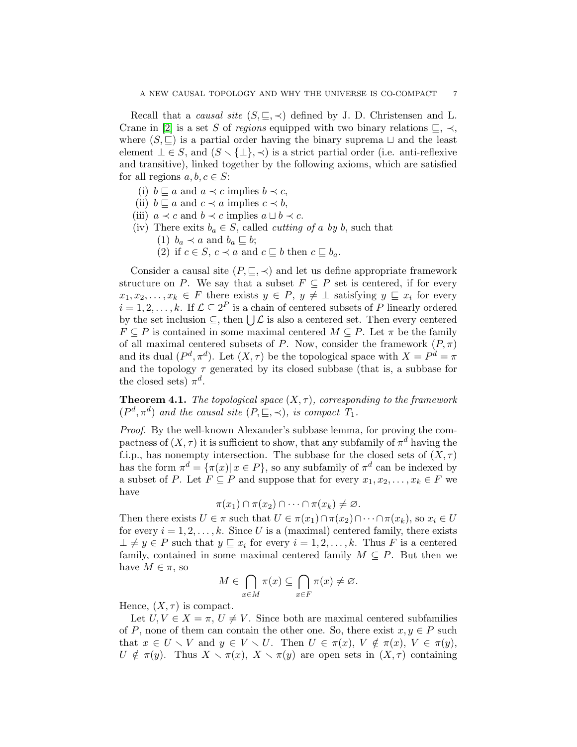Recall that a *causal site* $(S, \sqsubseteq, \prec)$ defined by J. D. Christensen and L. Crane in [2] is a set $S$ of *regions* equipped with two binary relations $\sqsubseteq$, $\prec$, where $(S, \sqsubseteq)$ is a partial order having the binary suprema $\sqcup$ and the least element $\bot \in S$, and $(S \smallsetminus \{\bot\}, \prec)$ is a strict partial order (i.e. anti-reflexive and transitive), linked together by the following axioms, which are satisfied for all regions $a, b, c \in S$:

- (i) $b \sqsubseteq a$ and $a \prec c$ implies $b \prec c$,
- (ii) $b \sqsubseteq a$ and $c \prec a$ implies $c \prec b$,
- (iii) $a \prec c$ and $b \prec c$ implies $a \sqcup b \prec c$.
- (iv) There exits $b_a \in S$, called *cutting of $a$ by $b$*, such that
  - (1) $b_a \prec a$ and $b_a \sqsubseteq b$;
  - (2) if $c \in S$, $c \prec a$ and $c \sqsubseteq b$ then $c \sqsubseteq b_a$.

Consider a causal site $(P, \sqsubseteq, \prec)$ and let us define appropriate framework structure on $P$. We say that a subset $F \subseteq P$ set is centered, if for every $x_1, x_2, \dots, x_k \in F$ there exists $y \in P$, $y \neq \bot$ satisfying $y \sqsubseteq x_i$ for every $i = 1, 2, \dots, k$. If $\mathcal{L} \subseteq 2^P$ is a chain of centered subsets of $P$ linearly ordered by the set inclusion $\subseteq$, then $\bigcup \mathcal{L}$ is also a centered set. Then every centered $F \subseteq P$ is contained in some maximal centered $M \subseteq P$. Let $\pi$ be the family of all maximal centered subsets of $P$. Now, consider the framework $(P, \pi)$ and its dual $(P^d, \pi^d)$. Let $(X, \tau)$ be the topological space with $X = P^d = \pi$ and the topology $\tau$ generated by its closed subbase (that is, a subbase for the closed sets) $\pi^d$.

**Theorem 4.1.** *The topological space $(X, \tau)$, corresponding to the framework $(P^d, \pi^d)$ and the causal site $(P, \sqsubseteq, \prec)$, is compact $T_1$.*

*Proof.* By the well-known Alexander's subbase lemma, for proving the compactness of $(X, \tau)$ it is sufficient to show, that any subfamily of $\pi^d$ having the f.i.p., has nonempty intersection. The subbase for the closed sets of $(X, \tau)$ has the form $\pi^d = \{\pi(x) \,|\, x \in P\}$, so any subfamily of $\pi^d$ can be indexed by a subset of $P$. Let $F \subseteq P$ and suppose that for every $x_1, x_2, \dots, x_k \in F$ we have

$$\pi(x_1) \cap \pi(x_2) \cap \dots \cap \pi(x_k) \neq \varnothing.$$

Then there exists $U \in \pi$ such that $U \in \pi(x_1) \cap \pi(x_2) \cap \dots \cap \pi(x_k)$, so $x_i \in U$ for every $i = 1, 2, \dots, k$. Since $U$ is a (maximal) centered family, there exists $\bot \neq y \in P$ such that $y \sqsubseteq x_i$ for every $i = 1, 2, \dots, k$. Thus $F$ is a centered family, contained in some maximal centered family $M \subseteq P$. But then we have $M \in \pi$, so

$$M \in \bigcap_{x \in M} \pi(x) \subseteq \bigcap_{x \in F} \pi(x) \neq \varnothing.$$

Hence, $(X, \tau)$ is compact.

Let $U, V \in X = \pi$, $U \neq V$. Since both are maximal centered subfamilies of $P$, none of them can contain the other one. So, there exist $x, y \in P$ such that $x \in U \smallsetminus V$ and $y \in V \smallsetminus U$. Then $U \in \pi(x)$, $V \notin \pi(x)$, $V \in \pi(y)$, $U \notin \pi(y)$. Thus $X \smallsetminus \pi(x)$, $X \smallsetminus \pi(y)$ are open sets in $(X, \tau)$ containing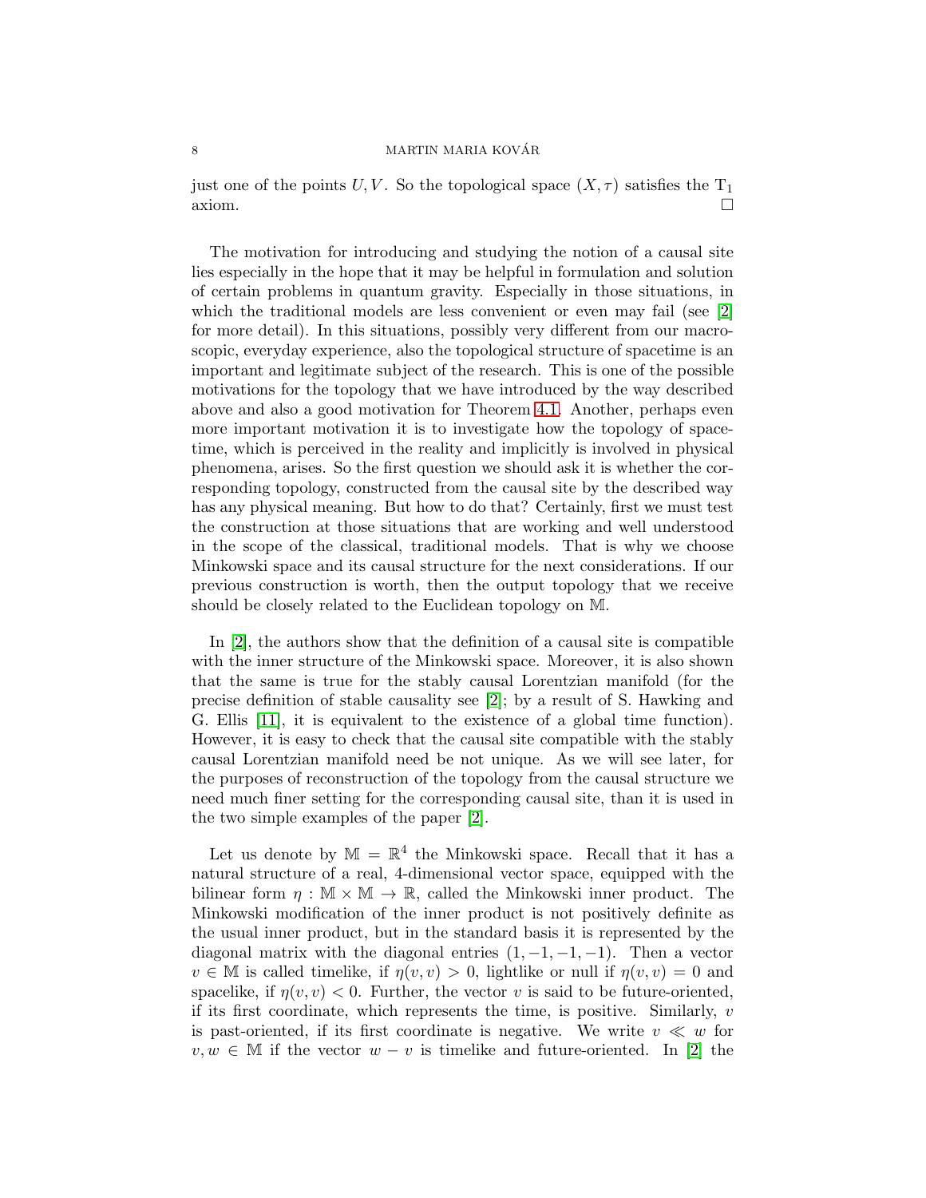just one of the points $U, V$. So the topological space $(X, \tau)$ satisfies the $T_1$ axiom. □

The motivation for introducing and studying the notion of a causal site lies especially in the hope that it may be helpful in formulation and solution of certain problems in quantum gravity. Especially in those situations, in which the traditional models are less convenient or even may fail (see [2] for more detail). In this situations, possibly very different from our macroscopic, everyday experience, also the topological structure of spacetime is an important and legitimate subject of the research. This is one of the possible motivations for the topology that we have introduced by the way described above and also a good motivation for Theorem 4.1. Another, perhaps even more important motivation it is to investigate how the topology of spacetime, which is perceived in the reality and implicitly is involved in physical phenomena, arises. So the first question we should ask it is whether the corresponding topology, constructed from the causal site by the described way has any physical meaning. But how to do that? Certainly, first we must test the construction at those situations that are working and well understood in the scope of the classical, traditional models. That is why we choose Minkowski space and its causal structure for the next considerations. If our previous construction is worth, then the output topology that we receive should be closely related to the Euclidean topology on $\mathbb{M}$.

In [2], the authors show that the definition of a causal site is compatible with the inner structure of the Minkowski space. Moreover, it is also shown that the same is true for the stably causal Lorentzian manifold (for the precise definition of stable causality see [2]; by a result of S. Hawking and G. Ellis [11], it is equivalent to the existence of a global time function). However, it is easy to check that the causal site compatible with the stably causal Lorentzian manifold need be not unique. As we will see later, for the purposes of reconstruction of the topology from the causal structure we need much finer setting for the corresponding causal site, than it is used in the two simple examples of the paper [2].

Let us denote by $\mathbb{M} = \mathbb{R}^4$ the Minkowski space. Recall that it has a natural structure of a real, 4-dimensional vector space, equipped with the bilinear form $\eta : \mathbb{M} \times \mathbb{M} \to \mathbb{R}$, called the Minkowski inner product. The Minkowski modification of the inner product is not positively definite as the usual inner product, but in the standard basis it is represented by the diagonal matrix with the diagonal entries $(1, -1, -1, -1)$. Then a vector $v \in \mathbb{M}$ is called timelike, if $\eta(v, v) > 0$, lightlike or null if $\eta(v, v) = 0$ and spacelike, if $\eta(v, v) < 0$. Further, the vector $v$ is said to be future-oriented, if its first coordinate, which represents the time, is positive. Similarly, $v$ is past-oriented, if its first coordinate is negative. We write $v \ll w$ for $v, w \in \mathbb{M}$ if the vector $w - v$ is timelike and future-oriented. In [2] the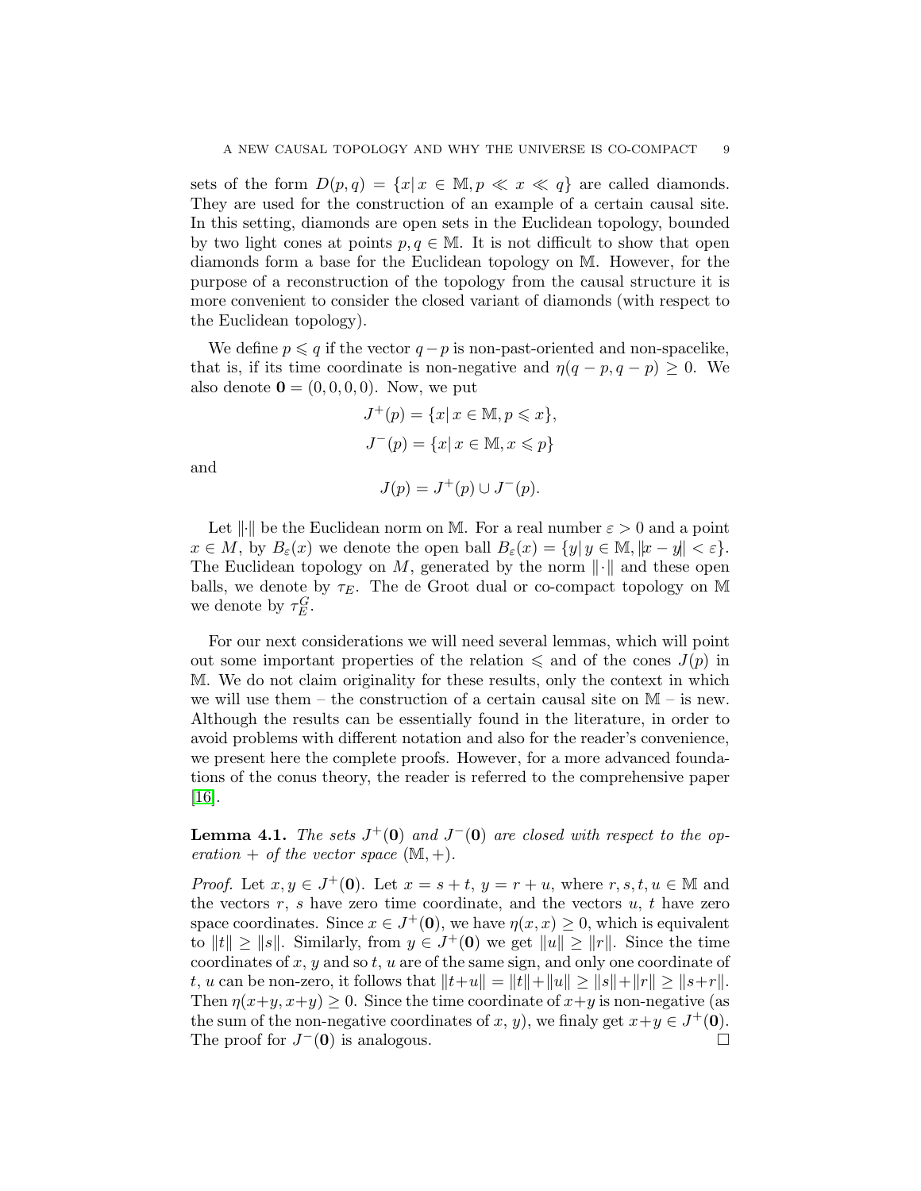sets of the form $D(p,q) = \{x | x \in \mathbb{M}, p \ll x \ll q\}$ are called diamonds. They are used for the construction of an example of a certain causal site. In this setting, diamonds are open sets in the Euclidean topology, bounded by two light cones at points $p, q \in \mathbb{M}$. It is not difficult to show that open diamonds form a base for the Euclidean topology on $\mathbb{M}$. However, for the purpose of a reconstruction of the topology from the causal structure it is more convenient to consider the closed variant of diamonds (with respect to the Euclidean topology).

We define $p \leqslant q$ if the vector $q - p$ is non-past-oriented and non-spacelike, that is, if its time coordinate is non-negative and $\eta(q-p, q-p) \geq 0$. We also denote $\mathbf{0} = (0,0,0,0)$. Now, we put

$$J^+(p) = \{x | x \in \mathbb{M}, p \leqslant x\},$$

$$J^-(p) = \{x | x \in \mathbb{M}, x \leqslant p\}$$

and

$$J(p) = J^+(p) \cup J^-(p).$$

Let $\|\cdot\|$ be the Euclidean norm on $\mathbb{M}$. For a real number $\varepsilon > 0$ and a point $x \in M$, by $B_\varepsilon(x)$ we denote the open ball $B_\varepsilon(x) = \{y | y \in \mathbb{M}, \|x - y\| < \varepsilon\}$. The Euclidean topology on $M$, generated by the norm $\|\cdot\|$ and these open balls, we denote by $\tau_E$. The de Groot dual or co-compact topology on $\mathbb{M}$ we denote by $\tau_E^G$.

For our next considerations we will need several lemmas, which will point out some important properties of the relation $\leqslant$ and of the cones $J(p)$ in $\mathbb{M}$. We do not claim originality for these results, only the context in which we will use them – the construction of a certain causal site on $\mathbb{M}$ – is new. Although the results can be essentially found in the literature, in order to avoid problems with different notation and also for the reader's convenience, we present here the complete proofs. However, for a more advanced foundations of the conus theory, the reader is referred to the comprehensive paper [16].

**Lemma 4.1.** *The sets $J^+(\mathbf{0})$ and $J^-(\mathbf{0})$ are closed with respect to the operation $+$ of the vector space $(\mathbb{M}, +)$.*

*Proof.* Let $x, y \in J^+(\mathbf{0})$. Let $x = s + t$, $y = r + u$, where $r, s, t, u \in \mathbb{M}$ and the vectors $r$, $s$ have zero time coordinate, and the vectors $u$, $t$ have zero space coordinates. Since $x \in J^+(\mathbf{0})$, we have $\eta(x, x) \geq 0$, which is equivalent to $\|t\| \geq \|s\|$. Similarly, from $y \in J^+(\mathbf{0})$ we get $\|u\| \geq \|r\|$. Since the time coordinates of $x$, $y$ and so $t$, $u$ are of the same sign, and only one coordinate of $t$, $u$ can be non-zero, it follows that $\|t+u\| = \|t\| + \|u\| \geq \|s\| + \|r\| \geq \|s+r\|$. Then $\eta(x+y, x+y) \geq 0$. Since the time coordinate of $x+y$ is non-negative (as the sum of the non-negative coordinates of $x$, $y$), we finaly get $x+y \in J^+(\mathbf{0})$. The proof for $J^-(\mathbf{0})$ is analogous. $\square$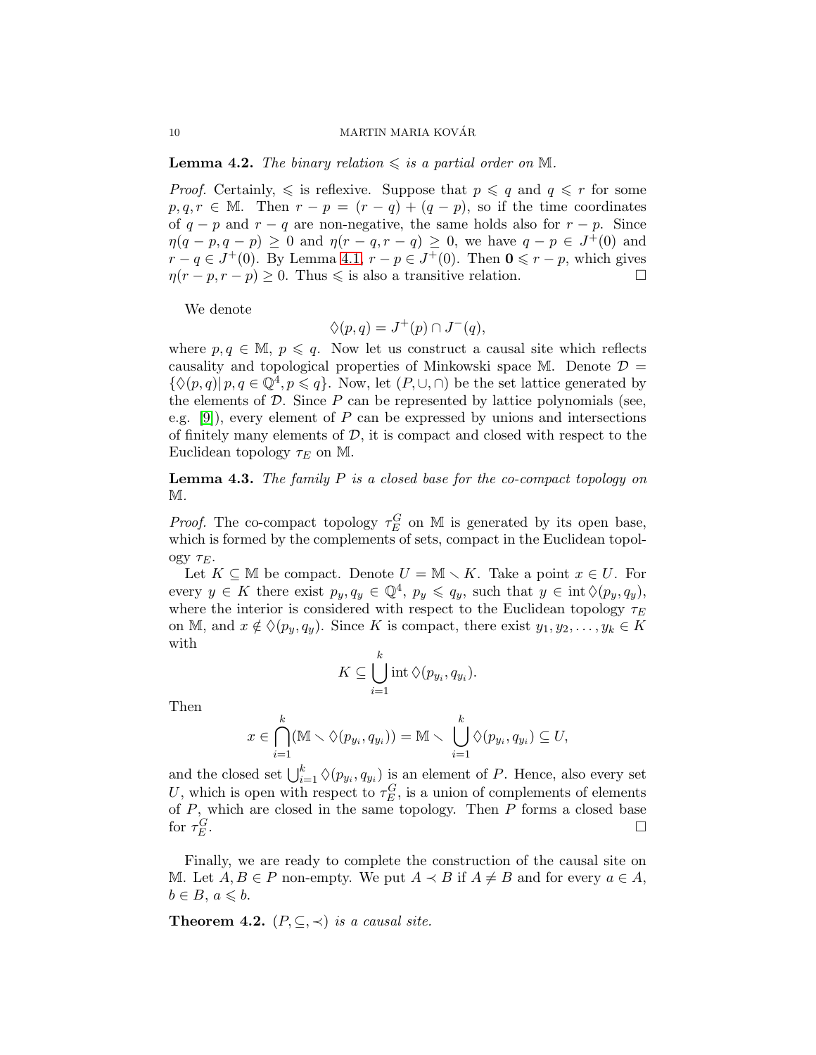**Lemma 4.2.** *The binary relation $\leqslant$ is a partial order on $\mathbb{M}$.*

*Proof.* Certainly, $\leqslant$ is reflexive. Suppose that $p \leqslant q$ and $q \leqslant r$ for some $p, q, r \in \mathbb{M}$. Then $r - p = (r - q) + (q - p)$, so if the time coordinates of $q - p$ and $r - q$ are non-negative, the same holds also for $r - p$. Since $\eta(q - p, q - p) \geq 0$ and $\eta(r - q, r - q) \geq 0$, we have $q - p \in J^+(0)$ and $r - q \in J^+(0)$. By Lemma 4.1, $r - p \in J^+(0)$. Then $\mathbf{0} \leqslant r - p$, which gives $\eta(r - p, r - p) \geq 0$. Thus $\leqslant$ is also a transitive relation. $\square$

We denote

$$\Diamond(p, q) = J^+(p) \cap J^-(q),$$

where $p, q \in \mathbb{M}$, $p \leqslant q$. Now let us construct a causal site which reflects causality and topological properties of Minkowski space $\mathbb{M}$. Denote $\mathcal{D} = \{\Diamond(p, q) | \, p, q \in \mathbb{Q}^4, p \leqslant q\}$. Now, let $(P, \cup, \cap)$ be the set lattice generated by the elements of $\mathcal{D}$. Since $P$ can be represented by lattice polynomials (see, e.g. [9]), every element of $P$ can be expressed by unions and intersections of finitely many elements of $\mathcal{D}$, it is compact and closed with respect to the Euclidean topology $\tau_E$ on $\mathbb{M}$.

**Lemma 4.3.** *The family $P$ is a closed base for the co-compact topology on $\mathbb{M}$.*

*Proof.* The co-compact topology $\tau_E^G$ on $\mathbb{M}$ is generated by its open base, which is formed by the complements of sets, compact in the Euclidean topology $\tau_E$.

Let $K \subseteq \mathbb{M}$ be compact. Denote $U = \mathbb{M} \smallsetminus K$. Take a point $x \in U$. For every $y \in K$ there exist $p_y, q_y \in \mathbb{Q}^4$, $p_y \leqslant q_y$, such that $y \in \operatorname{int} \Diamond(p_y, q_y)$, where the interior is considered with respect to the Euclidean topology $\tau_E$ on $\mathbb{M}$, and $x \notin \Diamond(p_y, q_y)$. Since $K$ is compact, there exist $y_1, y_2, \ldots, y_k \in K$ with

$$K \subseteq \bigcup_{i=1}^{k} \operatorname{int} \Diamond(p_{y_i}, q_{y_i}).$$

Then

$$x \in \bigcap_{i=1}^{k} (\mathbb{M} \smallsetminus \Diamond(p_{y_i}, q_{y_i})) = \mathbb{M} \smallsetminus \bigcup_{i=1}^{k} \Diamond(p_{y_i}, q_{y_i}) \subseteq U,$$

and the closed set $\bigcup_{i=1}^{k} \Diamond(p_{y_i}, q_{y_i})$ is an element of $P$. Hence, also every set $U$, which is open with respect to $\tau_E^G$, is a union of complements of elements of $P$, which are closed in the same topology. Then $P$ forms a closed base for $\tau_E^G$. $\square$

Finally, we are ready to complete the construction of the causal site on $\mathbb{M}$. Let $A, B \in P$ non-empty. We put $A \prec B$ if $A \neq B$ and for every $a \in A$, $b \in B$, $a \leqslant b$.

**Theorem 4.2.** *$(P, \subseteq, \prec)$ is a causal site.*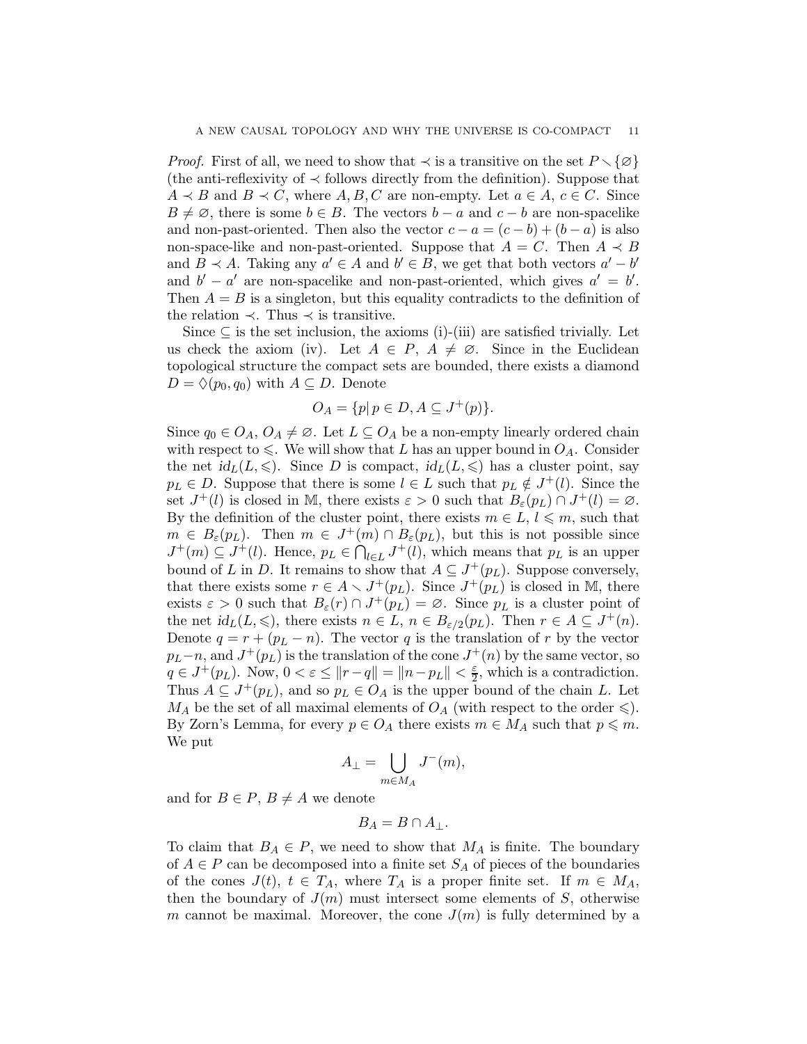*Proof.* First of all, we need to show that $\prec$ is a transitive on the set $P \smallsetminus \{\varnothing\}$ (the anti-reflexivity of $\prec$ follows directly from the definition). Suppose that $A \prec B$ and $B \prec C$, where $A, B, C$ are non-empty. Let $a \in A$, $c \in C$. Since $B \neq \varnothing$, there is some $b \in B$. The vectors $b - a$ and $c - b$ are non-spacelike and non-past-oriented. Then also the vector $c - a = (c - b) + (b - a)$ is also non-space-like and non-past-oriented. Suppose that $A = C$. Then $A \prec B$ and $B \prec A$. Taking any $a' \in A$ and $b' \in B$, we get that both vectors $a' - b'$ and $b' - a'$ are non-spacelike and non-past-oriented, which gives $a' = b'$. Then $A = B$ is a singleton, but this equality contradicts to the definition of the relation $\prec$. Thus $\prec$ is transitive.

Since $\subseteq$ is the set inclusion, the axioms (i)-(iii) are satisfied trivially. Let us check the axiom (iv). Let $A \in P$, $A \neq \varnothing$. Since in the Euclidean topological structure the compact sets are bounded, there exists a diamond $D = \Diamond(p_0, q_0)$ with $A \subseteq D$. Denote

$$O_A = \{p \mid p \in D, A \subseteq J^+(p)\}.$$

Since $q_0 \in O_A$, $O_A \neq \varnothing$. Let $L \subseteq O_A$ be a non-empty linearly ordered chain with respect to $\leqslant$. We will show that $L$ has an upper bound in $O_A$. Consider the net $id_L(L, \leqslant)$. Since $D$ is compact, $id_L(L, \leqslant)$ has a cluster point, say $p_L \in D$. Suppose that there is some $l \in L$ such that $p_L \notin J^+(l)$. Since the set $J^+(l)$ is closed in $\mathbb{M}$, there exists $\varepsilon > 0$ such that $B_\varepsilon(p_L) \cap J^+(l) = \varnothing$. By the definition of the cluster point, there exists $m \in L$, $l \leqslant m$, such that $m \in B_\varepsilon(p_L)$. Then $m \in J^+(m) \cap B_\varepsilon(p_L)$, but this is not possible since $J^+(m) \subseteq J^+(l)$. Hence, $p_L \in \bigcap_{l \in L} J^+(l)$, which means that $p_L$ is an upper bound of $L$ in $D$. It remains to show that $A \subseteq J^+(p_L)$. Suppose conversely, that there exists some $r \in A \smallsetminus J^+(p_L)$. Since $J^+(p_L)$ is closed in $\mathbb{M}$, there exists $\varepsilon > 0$ such that $B_\varepsilon(r) \cap J^+(p_L) = \varnothing$. Since $p_L$ is a cluster point of the net $id_L(L, \leqslant)$, there exists $n \in L$, $n \in B_{\varepsilon/2}(p_L)$. Then $r \in A \subseteq J^+(n)$. Denote $q = r + (p_L - n)$. The vector $q$ is the translation of $r$ by the vector $p_L - n$, and $J^+(p_L)$ is the translation of the cone $J^+(n)$ by the same vector, so $q \in J^+(p_L)$. Now, $0 < \varepsilon \leq \|r - q\| = \|n - p_L\| < \frac{\varepsilon}{2}$, which is a contradiction. Thus $A \subseteq J^+(p_L)$, and so $p_L \in O_A$ is the upper bound of the chain $L$. Let $M_A$ be the set of all maximal elements of $O_A$ (with respect to the order $\leqslant$). By Zorn's Lemma, for every $p \in O_A$ there exists $m \in M_A$ such that $p \leqslant m$. We put

$$A_\perp = \bigcup_{m \in M_A} J^-(m),$$

and for $B \in P$, $B \neq A$ we denote

$$B_A = B \cap A_\perp.$$

To claim that $B_A \in P$, we need to show that $M_A$ is finite. The boundary of $A \in P$ can be decomposed into a finite set $S_A$ of pieces of the boundaries of the cones $J(t)$, $t \in T_A$, where $T_A$ is a proper finite set. If $m \in M_A$, then the boundary of $J(m)$ must intersect some elements of $S$, otherwise $m$ cannot be maximal. Moreover, the cone $J(m)$ is fully determined by a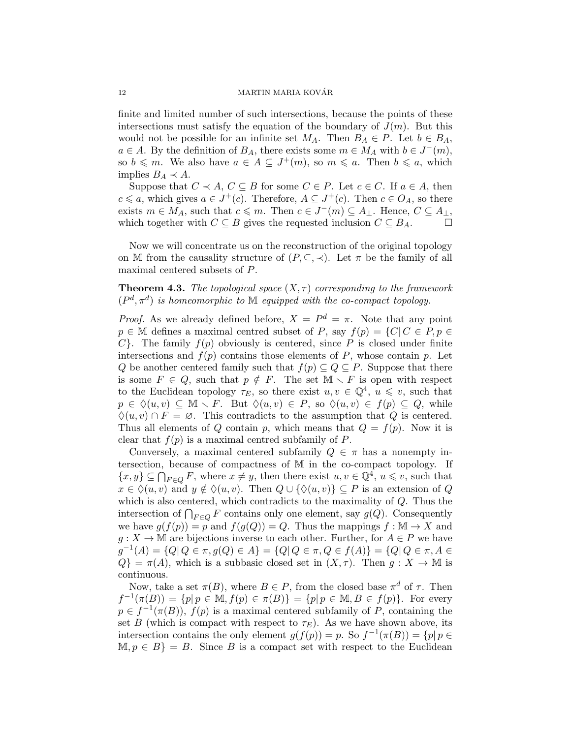finite and limited number of such intersections, because the points of these intersections must satisfy the equation of the boundary of $J(m)$. But this would not be possible for an infinite set $M_A$. Then $B_A \in P$. Let $b \in B_A$, $a \in A$. By the definition of $B_A$, there exists some $m \in M_A$ with $b \in J^-(m)$, so $b \leqslant m$. We also have $a \in A \subseteq J^+(m)$, so $m \leqslant a$. Then $b \leqslant a$, which implies $B_A \prec A$.

Suppose that $C \prec A$, $C \subseteq B$ for some $C \in P$. Let $c \in C$. If $a \in A$, then $c \leqslant a$, which gives $a \in J^+(c)$. Therefore, $A \subseteq J^+(c)$. Then $c \in O_A$, so there exists $m \in M_A$, such that $c \leqslant m$. Then $c \in J^-(m) \subseteq A_\perp$. Hence, $C \subseteq A_\perp$, which together with $C \subseteq B$ gives the requested inclusion $C \subseteq B_A$. □

Now we will concentrate us on the reconstruction of the original topology on $\mathbb{M}$ from the causality structure of $(P, \subseteq, \prec)$. Let $\pi$ be the family of all maximal centered subsets of $P$.

**Theorem 4.3.** *The topological space $(X, \tau)$ corresponding to the framework $(P^d, \pi^d)$ is homeomorphic to $\mathbb{M}$ equipped with the co-compact topology.*

*Proof.* As we already defined before, $X = P^d = \pi$. Note that any point $p \in \mathbb{M}$ defines a maximal centred subset of $P$, say $f(p) = \{C | \, C \in P, p \in C\}$. The family $f(p)$ obviously is centered, since $P$ is closed under finite intersections and $f(p)$ contains those elements of $P$, whose contain $p$. Let $Q$ be another centered family such that $f(p) \subseteq Q \subseteq P$. Suppose that there is some $F \in Q$, such that $p \notin F$. The set $\mathbb{M} \smallsetminus F$ is open with respect to the Euclidean topology $\tau_E$, so there exist $u, v \in \mathbb{Q}^4$, $u \leqslant v$, such that $p \in \lozenge(u, v) \subseteq \mathbb{M} \smallsetminus F$. But $\lozenge(u, v) \in P$, so $\lozenge(u, v) \in f(p) \subseteq Q$, while $\lozenge(u, v) \cap F = \varnothing$. This contradicts to the assumption that $Q$ is centered. Thus all elements of $Q$ contain $p$, which means that $Q = f(p)$. Now it is clear that $f(p)$ is a maximal centred subfamily of $P$.

Conversely, a maximal centered subfamily $Q \in \pi$ has a nonempty intersection, because of compactness of $\mathbb{M}$ in the co-compact topology. If $\{x, y\} \subseteq \bigcap_{F \in Q} F$, where $x \neq y$, then there exist $u, v \in \mathbb{Q}^4$, $u \leqslant v$, such that $x \in \lozenge(u, v)$ and $y \notin \lozenge(u, v)$. Then $Q \cup \{\lozenge(u, v)\} \subseteq P$ is an extension of $Q$ which is also centered, which contradicts to the maximality of $Q$. Thus the intersection of $\bigcap_{F \in Q} F$ contains only one element, say $g(Q)$. Consequently we have $g(f(p)) = p$ and $f(g(Q)) = Q$. Thus the mappings $f : \mathbb{M} \to X$ and $g : X \to \mathbb{M}$ are bijections inverse to each other. Further, for $A \in P$ we have $g^{-1}(A) = \{Q | \, Q \in \pi, g(Q) \in A\} = \{Q | \, Q \in \pi, Q \in f(A)\} = \{Q | \, Q \in \pi, A \in Q\} = \pi(A)$, which is a subbasic closed set in $(X, \tau)$. Then $g : X \to \mathbb{M}$ is continuous.

Now, take a set $\pi(B)$, where $B \in P$, from the closed base $\pi^d$ of $\tau$. Then $f^{-1}(\pi(B)) = \{p | \, p \in \mathbb{M}, f(p) \in \pi(B)\} = \{p | \, p \in \mathbb{M}, B \in f(p)\}$. For every $p \in f^{-1}(\pi(B))$, $f(p)$ is a maximal centered subfamily of $P$, containing the set $B$ (which is compact with respect to $\tau_E$). As we have shown above, its intersection contains the only element $g(f(p)) = p$. So $f^{-1}(\pi(B)) = \{p | \, p \in \mathbb{M}, p \in B\} = B$. Since $B$ is a compact set with respect to the Euclidean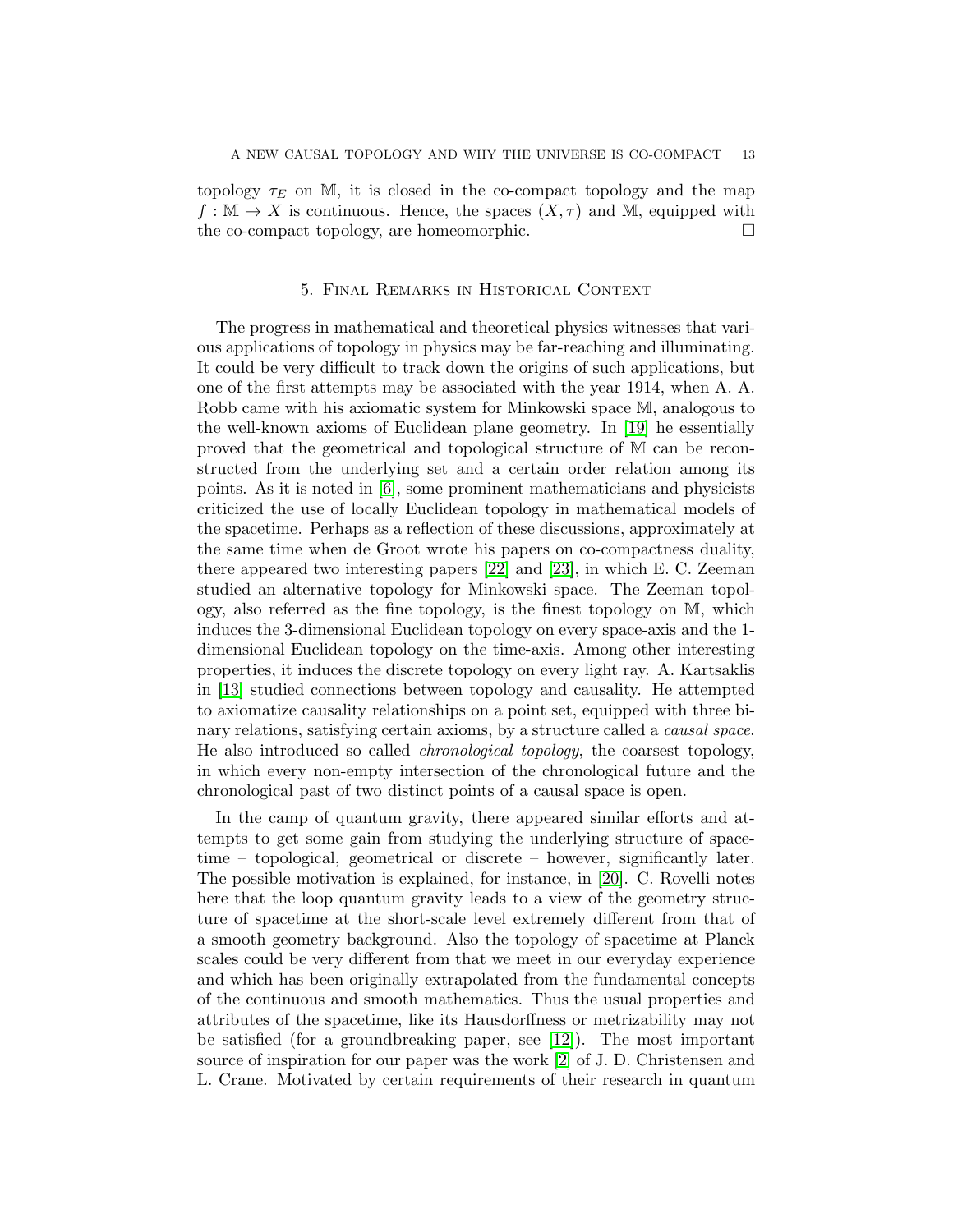topology $\tau_E$ on $\mathbb{M}$, it is closed in the co-compact topology and the map $f : \mathbb{M} \to X$ is continuous. Hence, the spaces $(X, \tau)$ and $\mathbb{M}$, equipped with the co-compact topology, are homeomorphic. □

## 5. Final Remarks in Historical Context

The progress in mathematical and theoretical physics witnesses that various applications of topology in physics may be far-reaching and illuminating. It could be very difficult to track down the origins of such applications, but one of the first attempts may be associated with the year 1914, when A. A. Robb came with his axiomatic system for Minkowski space $\mathbb{M}$, analogous to the well-known axioms of Euclidean plane geometry. In [19] he essentially proved that the geometrical and topological structure of $\mathbb{M}$ can be reconstructed from the underlying set and a certain order relation among its points. As it is noted in [6], some prominent mathematicians and physicists criticized the use of locally Euclidean topology in mathematical models of the spacetime. Perhaps as a reflection of these discussions, approximately at the same time when de Groot wrote his papers on co-compactness duality, there appeared two interesting papers [22] and [23], in which E. C. Zeeman studied an alternative topology for Minkowski space. The Zeeman topology, also referred as the fine topology, is the finest topology on $\mathbb{M}$, which induces the 3-dimensional Euclidean topology on every space-axis and the 1-dimensional Euclidean topology on the time-axis. Among other interesting properties, it induces the discrete topology on every light ray. A. Kartsaklis in [13] studied connections between topology and causality. He attempted to axiomatize causality relationships on a point set, equipped with three binary relations, satisfying certain axioms, by a structure called a *causal space*. He also introduced so called *chronological topology*, the coarsest topology, in which every non-empty intersection of the chronological future and the chronological past of two distinct points of a causal space is open.

In the camp of quantum gravity, there appeared similar efforts and attempts to get some gain from studying the underlying structure of spacetime – topological, geometrical or discrete – however, significantly later. The possible motivation is explained, for instance, in [20]. C. Rovelli notes here that the loop quantum gravity leads to a view of the geometry structure of spacetime at the short-scale level extremely different from that of a smooth geometry background. Also the topology of spacetime at Planck scales could be very different from that we meet in our everyday experience and which has been originally extrapolated from the fundamental concepts of the continuous and smooth mathematics. Thus the usual properties and attributes of the spacetime, like its Hausdorffness or metrizability may not be satisfied (for a groundbreaking paper, see [12]). The most important source of inspiration for our paper was the work [2] of J. D. Christensen and L. Crane. Motivated by certain requirements of their research in quantum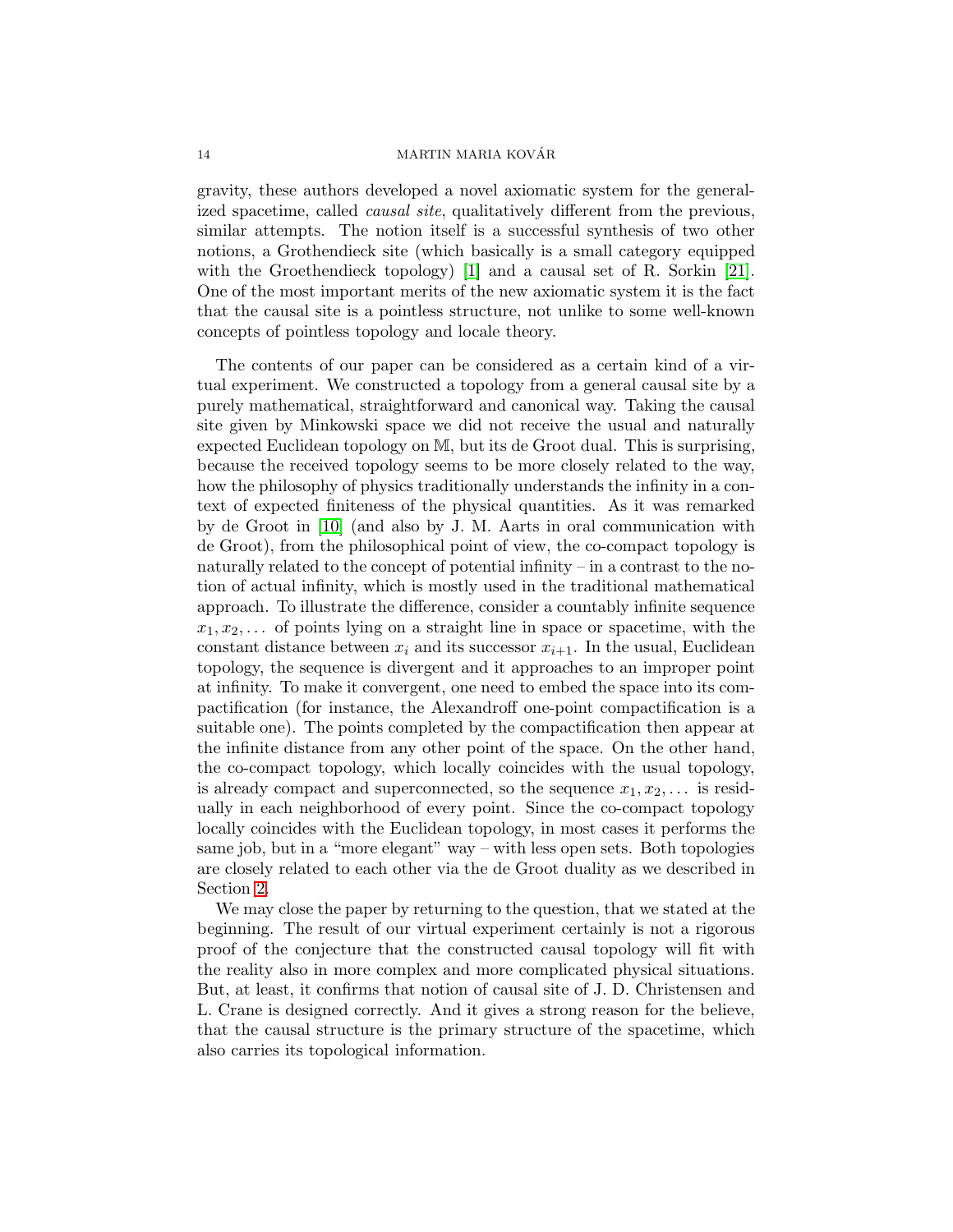gravity, these authors developed a novel axiomatic system for the generalized spacetime, called *causal site*, qualitatively different from the previous, similar attempts. The notion itself is a successful synthesis of two other notions, a Grothendieck site (which basically is a small category equipped with the Groethendieck topology) [1] and a causal set of R. Sorkin [21]. One of the most important merits of the new axiomatic system it is the fact that the causal site is a pointless structure, not unlike to some well-known concepts of pointless topology and locale theory.

The contents of our paper can be considered as a certain kind of a virtual experiment. We constructed a topology from a general causal site by a purely mathematical, straightforward and canonical way. Taking the causal site given by Minkowski space we did not receive the usual and naturally expected Euclidean topology on $\mathbb{M}$, but its de Groot dual. This is surprising, because the received topology seems to be more closely related to the way, how the philosophy of physics traditionally understands the infinity in a context of expected finiteness of the physical quantities. As it was remarked by de Groot in [10] (and also by J. M. Aarts in oral communication with de Groot), from the philosophical point of view, the co-compact topology is naturally related to the concept of potential infinity – in a contrast to the notion of actual infinity, which is mostly used in the traditional mathematical approach. To illustrate the difference, consider a countably infinite sequence $x_1, x_2, \dots$ of points lying on a straight line in space or spacetime, with the constant distance between $x_i$ and its successor $x_{i+1}$. In the usual, Euclidean topology, the sequence is divergent and it approaches to an improper point at infinity. To make it convergent, one need to embed the space into its compactification (for instance, the Alexandroff one-point compactification is a suitable one). The points completed by the compactification then appear at the infinite distance from any other point of the space. On the other hand, the co-compact topology, which locally coincides with the usual topology, is already compact and superconnected, so the sequence $x_1, x_2, \dots$ is residually in each neighborhood of every point. Since the co-compact topology locally coincides with the Euclidean topology, in most cases it performs the same job, but in a "more elegant" way – with less open sets. Both topologies are closely related to each other via the de Groot duality as we described in Section 2.

We may close the paper by returning to the question, that we stated at the beginning. The result of our virtual experiment certainly is not a rigorous proof of the conjecture that the constructed causal topology will fit with the reality also in more complex and more complicated physical situations. But, at least, it confirms that notion of causal site of J. D. Christensen and L. Crane is designed correctly. And it gives a strong reason for the believe, that the causal structure is the primary structure of the spacetime, which also carries its topological information.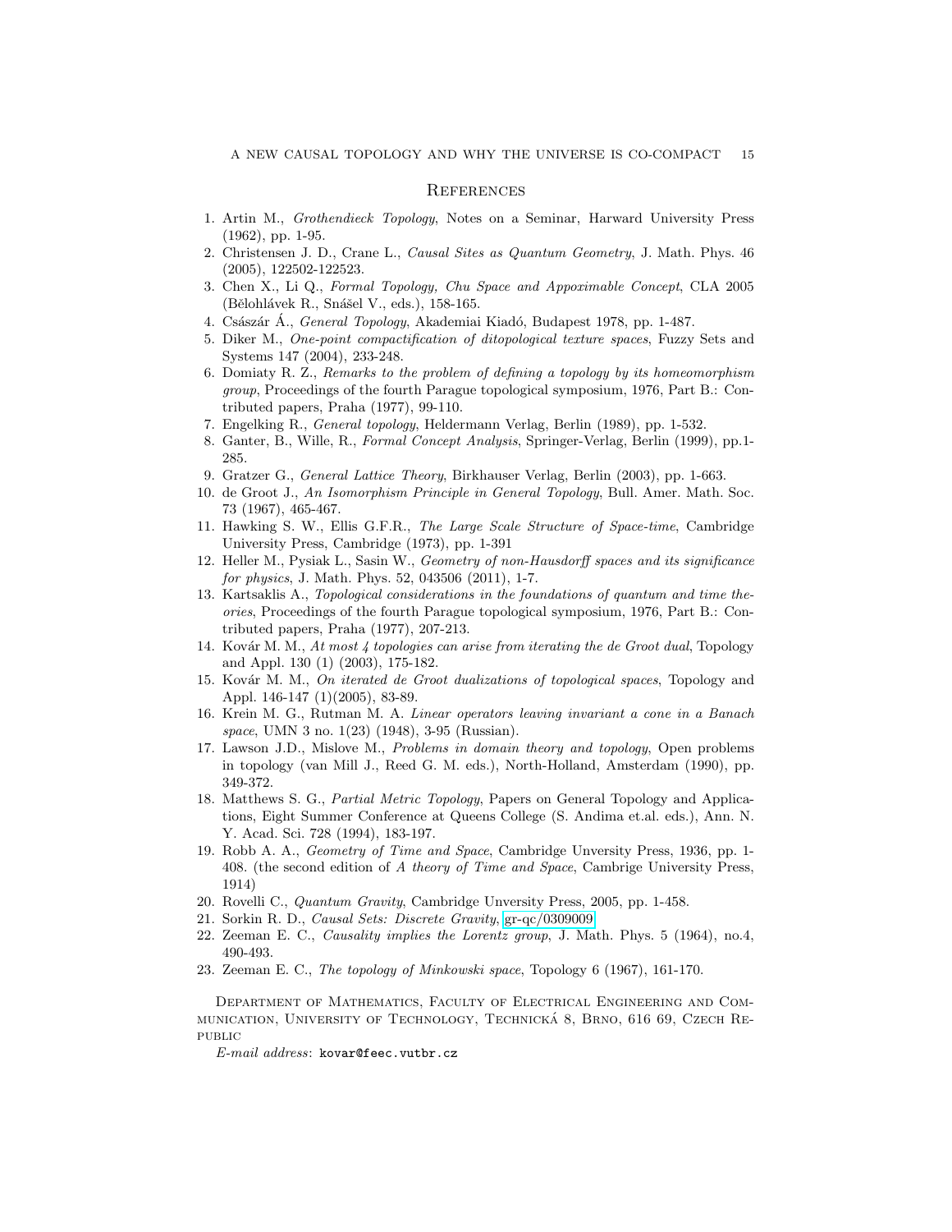## References

1. Artin M., *Grothendieck Topology*, Notes on a Seminar, Harward University Press (1962), pp. 1-95.
2. Christensen J. D., Crane L., *Causal Sites as Quantum Geometry*, J. Math. Phys. 46 (2005), 122502-122523.
3. Chen X., Li Q., *Formal Topology, Chu Space and Appoximable Concept*, CLA 2005 (Bělohlávek R., Snášel V., eds.), 158-165.
4. Császár Á., *General Topology*, Akademiai Kiadó, Budapest 1978, pp. 1-487.
5. Diker M., *One-point compactification of ditopological texture spaces*, Fuzzy Sets and Systems 147 (2004), 233-248.
6. Domiaty R. Z., *Remarks to the problem of defining a topology by its homeomorphism group*, Proceedings of the fourth Parague topological symposium, 1976, Part B.: Contributed papers, Praha (1977), 99-110.
7. Engelking R., *General topology*, Heldermann Verlag, Berlin (1989), pp. 1-532.
8. Ganter, B., Wille, R., *Formal Concept Analysis*, Springer-Verlag, Berlin (1999), pp.1-285.
9. Gratzer G., *General Lattice Theory*, Birkhauser Verlag, Berlin (2003), pp. 1-663.
10. de Groot J., *An Isomorphism Principle in General Topology*, Bull. Amer. Math. Soc. 73 (1967), 465-467.
11. Hawking S. W., Ellis G.F.R., *The Large Scale Structure of Space-time*, Cambridge University Press, Cambridge (1973), pp. 1-391
12. Heller M., Pysiak L., Sasin W., *Geometry of non-Hausdorff spaces and its significance for physics*, J. Math. Phys. 52, 043506 (2011), 1-7.
13. Kartsaklis A., *Topological considerations in the foundations of quantum and time theories*, Proceedings of the fourth Parague topological symposium, 1976, Part B.: Contributed papers, Praha (1977), 207-213.
14. Kovár M. M., *At most 4 topologies can arise from iterating the de Groot dual*, Topology and Appl. 130 (1) (2003), 175-182.
15. Kovár M. M., *On iterated de Groot dualizations of topological spaces*, Topology and Appl. 146-147 (1)(2005), 83-89.
16. Krein M. G., Rutman M. A. *Linear operators leaving invariant a cone in a Banach space*, UMN 3 no. 1(23) (1948), 3-95 (Russian).
17. Lawson J.D., Mislove M., *Problems in domain theory and topology*, Open problems in topology (van Mill J., Reed G. M. eds.), North-Holland, Amsterdam (1990), pp. 349-372.
18. Matthews S. G., *Partial Metric Topology*, Papers on General Topology and Applications, Eight Summer Conference at Queens College (S. Andima et.al. eds.), Ann. N. Y. Acad. Sci. 728 (1994), 183-197.
19. Robb A. A., *Geometry of Time and Space*, Cambridge Unversity Press, 1936, pp. 1-408. (the second edition of *A theory of Time and Space*, Cambrige University Press, 1914)
20. Rovelli C., *Quantum Gravity*, Cambridge Unversity Press, 2005, pp. 1-458.
21. Sorkin R. D., *Causal Sets: Discrete Gravity*, gr-qc/0309009
22. Zeeman E. C., *Causality implies the Lorentz group*, J. Math. Phys. 5 (1964), no.4, 490-493.
23. Zeeman E. C., *The topology of Minkowski space*, Topology 6 (1967), 161-170.

Department of Mathematics, Faculty of Electrical Engineering and Communication, University of Technology, Technická 8, Brno, 616 69, Czech Republic

*E-mail address*: kovar@feec.vutbr.cz